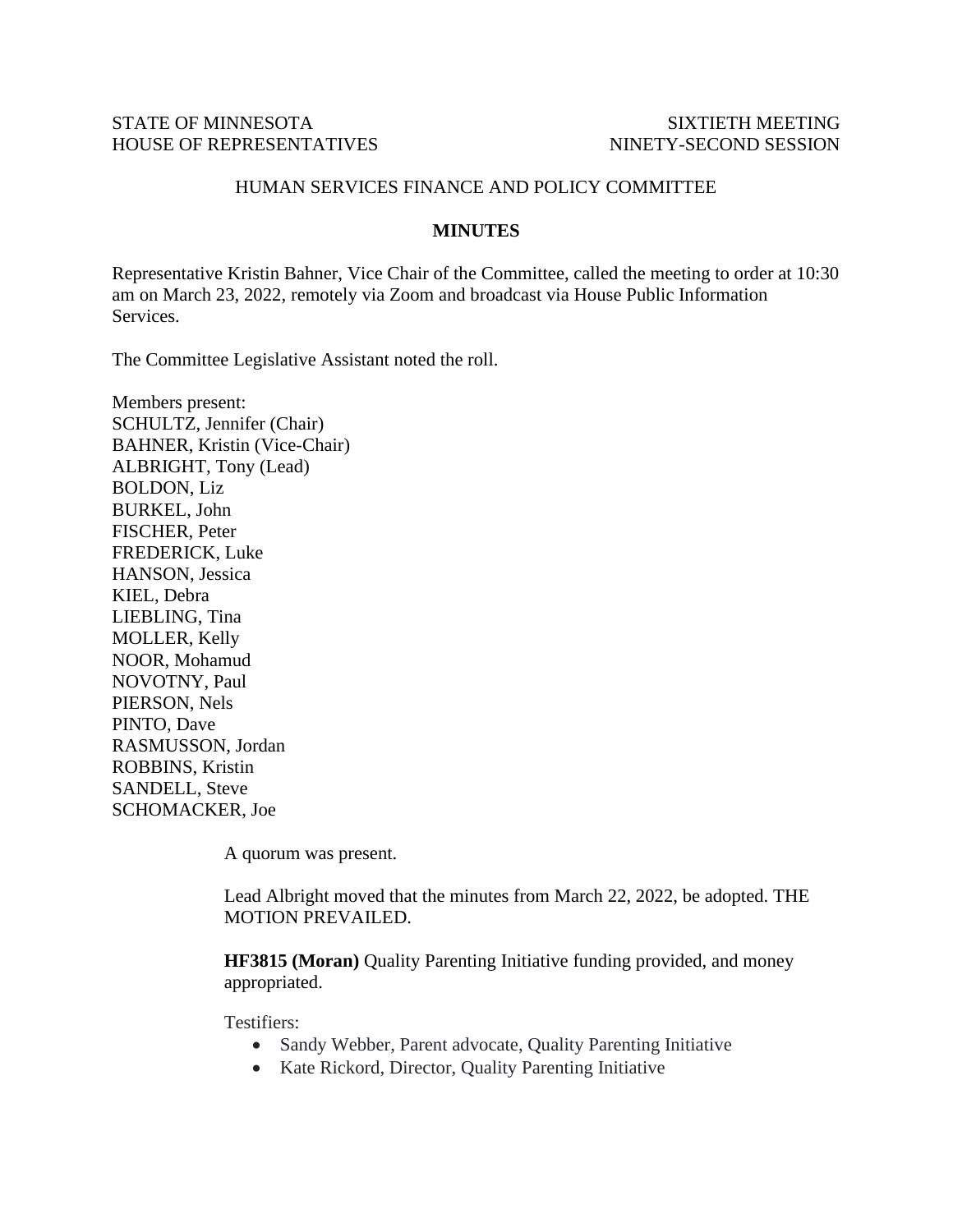STATE OF MINNESOTA
HOUSE OF REPRESENTATIVES

SIXTIETH MEETING
NINETY-SECOND SESSION

HUMAN SERVICES FINANCE AND POLICY COMMITTEE

**MINUTES**

Representative Kristin Bahner, Vice Chair of the Committee, called the meeting to order at 10:30 am on March 23, 2022, remotely via Zoom and broadcast via House Public Information Services.

The Committee Legislative Assistant noted the roll.

Members present:
SCHULTZ, Jennifer (Chair)
BAHNER, Kristin (Vice-Chair)
ALBRIGHT, Tony (Lead)
BOLDON, Liz
BURKEL, John
FISCHER, Peter
FREDERICK, Luke
HANSON, Jessica
KIEL, Debra
LIEBLING, Tina
MOLLER, Kelly
NOOR, Mohamud
NOVOTNY, Paul
PIERSON, Nels
PINTO, Dave
RASMUSSON, Jordan
ROBBINS, Kristin
SANDELL, Steve
SCHOMACKER, Joe

A quorum was present.

Lead Albright moved that the minutes from March 22, 2022, be adopted. THE MOTION PREVAILED.

**HF3815 (Moran)** Quality Parenting Initiative funding provided, and money appropriated.

Testifiers:

- Sandy Webber, Parent advocate, Quality Parenting Initiative
- Kate Rickord, Director, Quality Parenting Initiative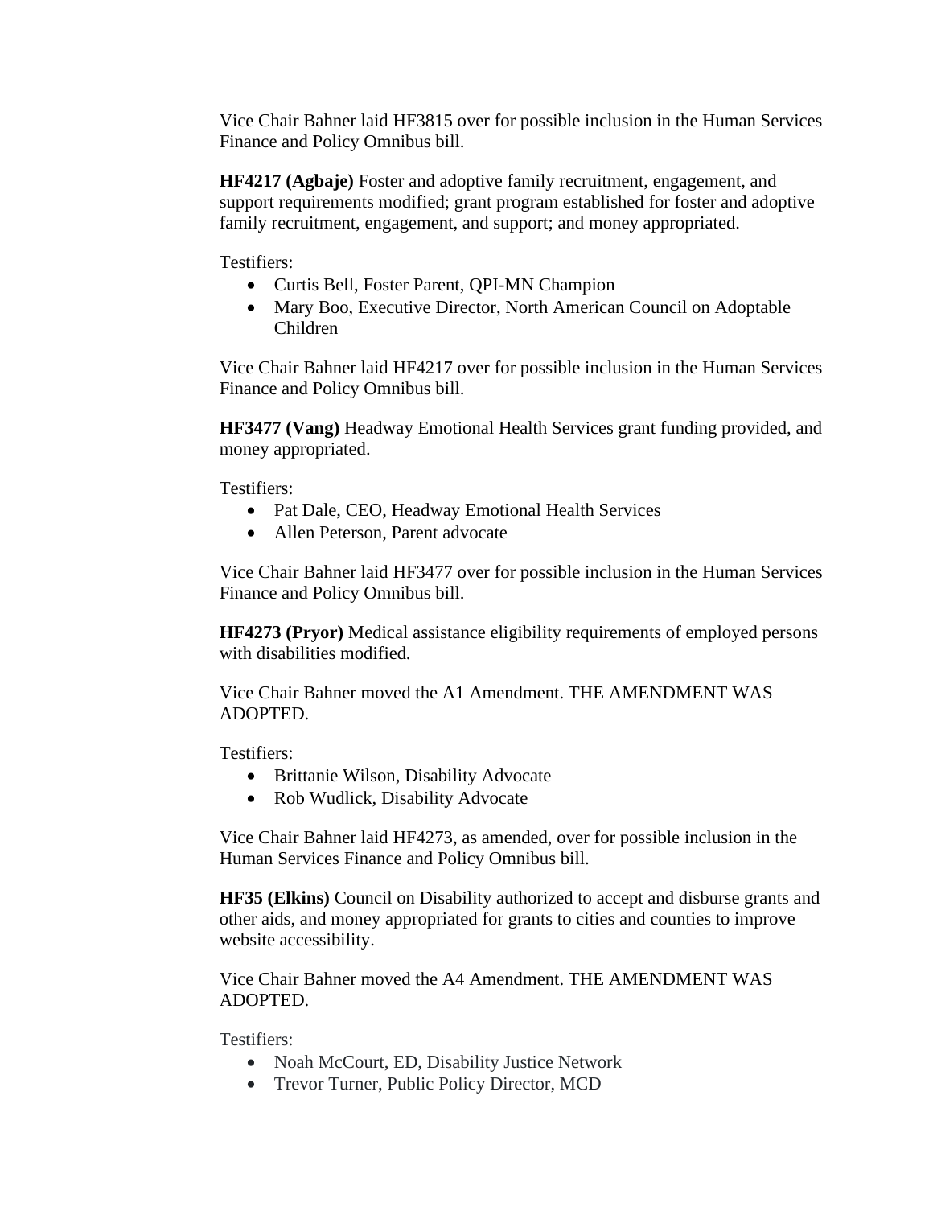Vice Chair Bahner laid HF3815 over for possible inclusion in the Human Services Finance and Policy Omnibus bill.

**HF4217 (Agbaje)** Foster and adoptive family recruitment, engagement, and support requirements modified; grant program established for foster and adoptive family recruitment, engagement, and support; and money appropriated.

Testifiers:

- Curtis Bell, Foster Parent, QPI-MN Champion
- Mary Boo, Executive Director, North American Council on Adoptable Children

Vice Chair Bahner laid HF4217 over for possible inclusion in the Human Services Finance and Policy Omnibus bill.

**HF3477 (Vang)** Headway Emotional Health Services grant funding provided, and money appropriated.

Testifiers:

- Pat Dale, CEO, Headway Emotional Health Services
- Allen Peterson, Parent advocate

Vice Chair Bahner laid HF3477 over for possible inclusion in the Human Services Finance and Policy Omnibus bill.

**HF4273 (Pryor)** Medical assistance eligibility requirements of employed persons with disabilities modified.

Vice Chair Bahner moved the A1 Amendment. THE AMENDMENT WAS ADOPTED.

Testifiers:

- Brittanie Wilson, Disability Advocate
- Rob Wudlick, Disability Advocate

Vice Chair Bahner laid HF4273, as amended, over for possible inclusion in the Human Services Finance and Policy Omnibus bill.

**HF35 (Elkins)** Council on Disability authorized to accept and disburse grants and other aids, and money appropriated for grants to cities and counties to improve website accessibility.

Vice Chair Bahner moved the A4 Amendment. THE AMENDMENT WAS ADOPTED.

Testifiers:

- Noah McCourt, ED, Disability Justice Network
- Trevor Turner, Public Policy Director, MCD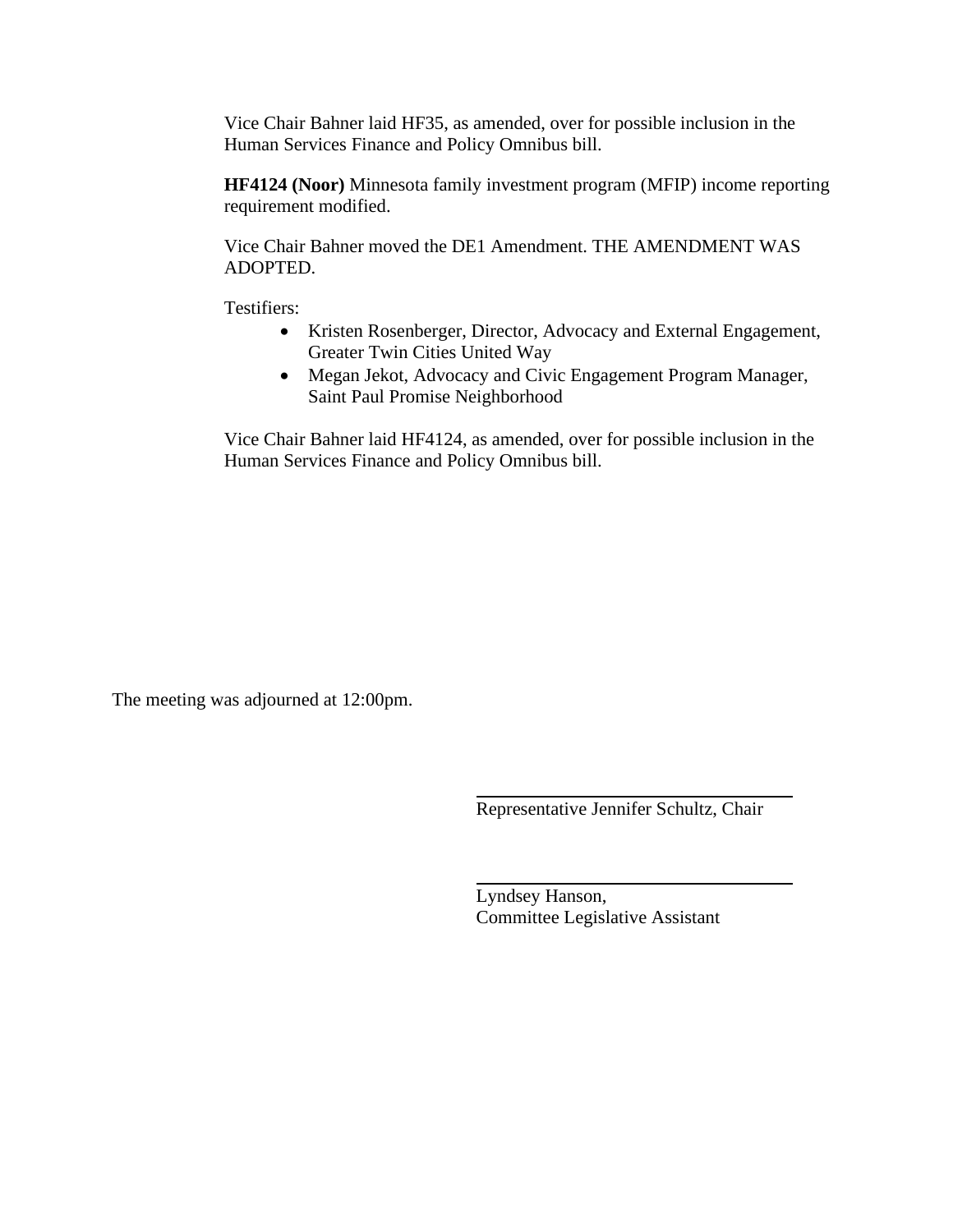Vice Chair Bahner laid HF35, as amended, over for possible inclusion in the Human Services Finance and Policy Omnibus bill.

**HF4124 (Noor)** Minnesota family investment program (MFIP) income reporting requirement modified.

Vice Chair Bahner moved the DE1 Amendment. THE AMENDMENT WAS ADOPTED.

Testifiers:

- Kristen Rosenberger, Director, Advocacy and External Engagement, Greater Twin Cities United Way
- Megan Jekot, Advocacy and Civic Engagement Program Manager, Saint Paul Promise Neighborhood

Vice Chair Bahner laid HF4124, as amended, over for possible inclusion in the Human Services Finance and Policy Omnibus bill.

The meeting was adjourned at 12:00pm.

Representative Jennifer Schultz, Chair

Lyndsey Hanson,
Committee Legislative Assistant